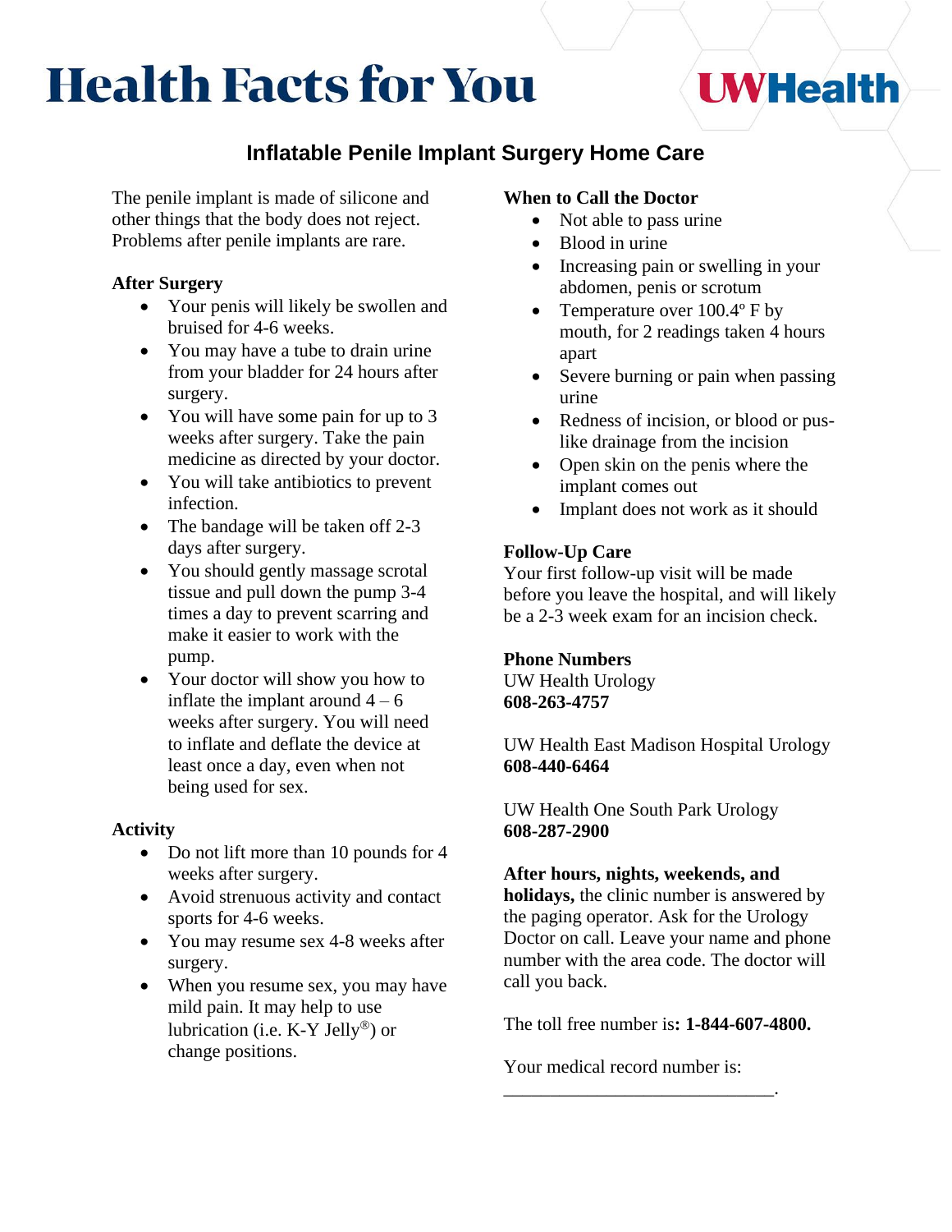# Health Facts for You

UWHealth

## Inflatable Penile Implant Surgery Home Care

The penile implant is made of silicone and other things that the body does not reject. Problems after penile implants are rare.

### After Surgery

- Your penis will likely be swollen and bruised for 4-6 weeks.
- You may have a tube to drain urine from your bladder for 24 hours after surgery.
- You will have some pain for up to 3 weeks after surgery. Take the pain medicine as directed by your doctor.
- You will take antibiotics to prevent infection.
- The bandage will be taken off 2-3 days after surgery.
- You should gently massage scrotal tissue and pull down the pump 3-4 times a day to prevent scarring and make it easier to work with the pump.
- Your doctor will show you how to inflate the implant around 4 – 6 weeks after surgery. You will need to inflate and deflate the device at least once a day, even when not being used for sex.

### Activity

- Do not lift more than 10 pounds for 4 weeks after surgery.
- Avoid strenuous activity and contact sports for 4-6 weeks.
- You may resume sex 4-8 weeks after surgery.
- When you resume sex, you may have mild pain. It may help to use lubrication (i.e. K-Y Jelly®) or change positions.

### When to Call the Doctor

- Not able to pass urine
- Blood in urine
- Increasing pain or swelling in your abdomen, penis or scrotum
- Temperature over 100.4º F by mouth, for 2 readings taken 4 hours apart
- Severe burning or pain when passing urine
- Redness of incision, or blood or pus-like drainage from the incision
- Open skin on the penis where the implant comes out
- Implant does not work as it should

### Follow-Up Care

Your first follow-up visit will be made before you leave the hospital, and will likely be a 2-3 week exam for an incision check.

### Phone Numbers

UW Health Urology
**608-263-4757**

UW Health East Madison Hospital Urology
**608-440-6464**

UW Health One South Park Urology
**608-287-2900**

**After hours, nights, weekends, and holidays,** the clinic number is answered by the paging operator. Ask for the Urology Doctor on call. Leave your name and phone number with the area code. The doctor will call you back.

The toll free number is**: 1-844-607-4800.**

Your medical record number is:
_____________________________.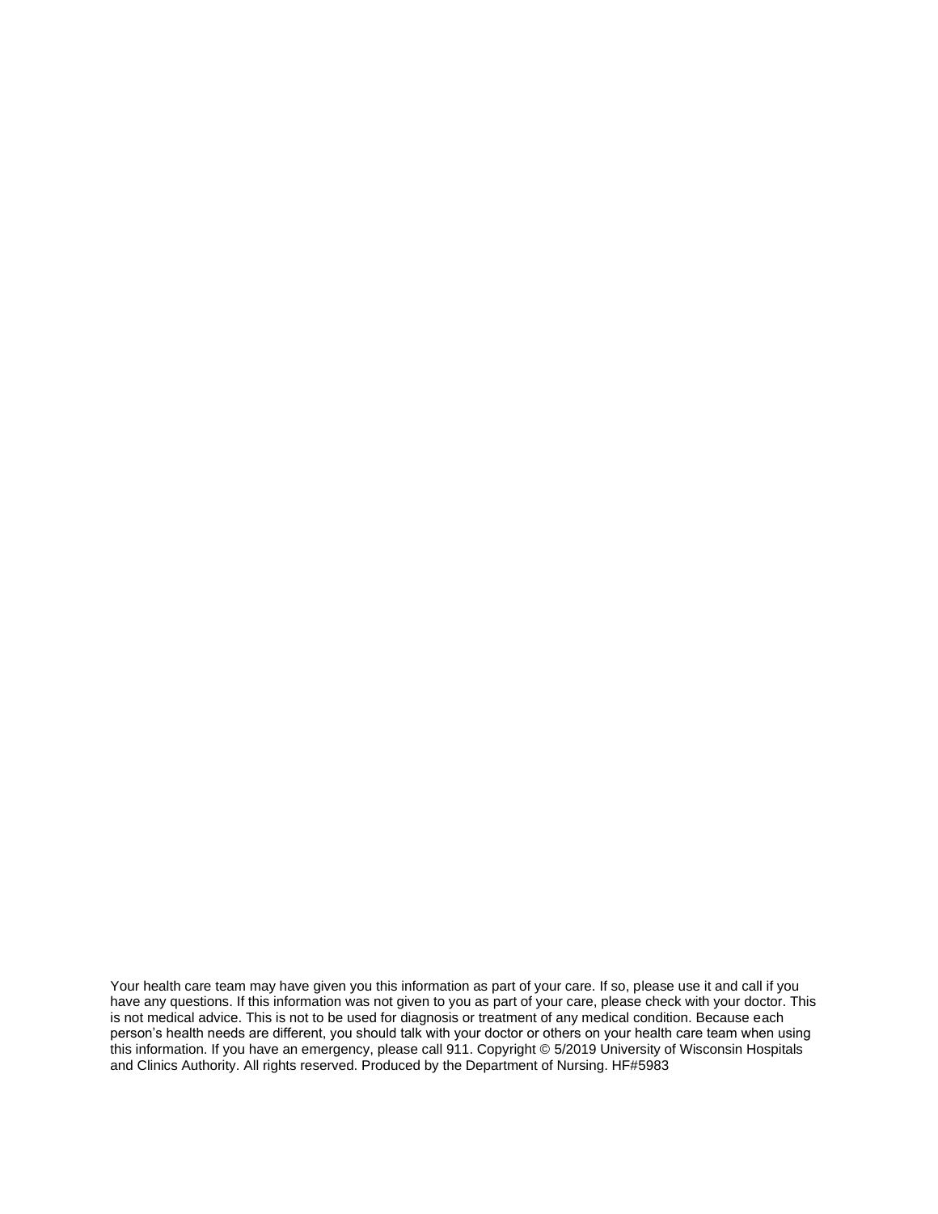Your health care team may have given you this information as part of your care. If so, please use it and call if you have any questions. If this information was not given to you as part of your care, please check with your doctor. This is not medical advice. This is not to be used for diagnosis or treatment of any medical condition. Because each person's health needs are different, you should talk with your doctor or others on your health care team when using this information. If you have an emergency, please call 911. Copyright © 5/2019 University of Wisconsin Hospitals and Clinics Authority. All rights reserved. Produced by the Department of Nursing. HF#5983